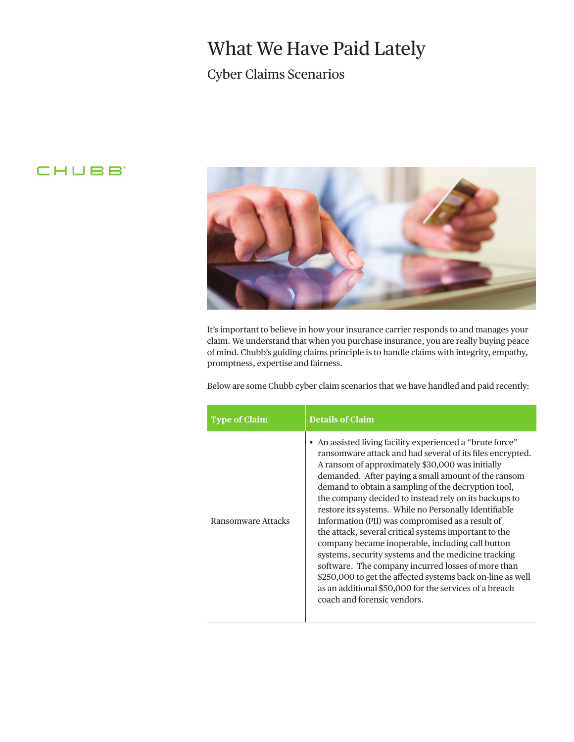# What We Have Paid Lately

## Cyber Claims Scenarios

CHUBB®

It's important to believe in how your insurance carrier responds to and manages your claim. We understand that when you purchase insurance, you are really buying peace of mind. Chubb's guiding claims principle is to handle claims with integrity, empathy, promptness, expertise and fairness.

Below are some Chubb cyber claim scenarios that we have handled and paid recently:

| Type of Claim | Details of Claim |
|---|---|
| Ransomware Attacks | • An assisted living facility experienced a "brute force" ransomware attack and had several of its files encrypted. A ransom of approximately $30,000 was initially demanded. After paying a small amount of the ransom demand to obtain a sampling of the decryption tool, the company decided to instead rely on its backups to restore its systems. While no Personally Identifiable Information (PII) was compromised as a result of the attack, several critical systems important to the company became inoperable, including call button systems, security systems and the medicine tracking software. The company incurred losses of more than $250,000 to get the affected systems back on-line as well as an additional $50,000 for the services of a breach coach and forensic vendors. |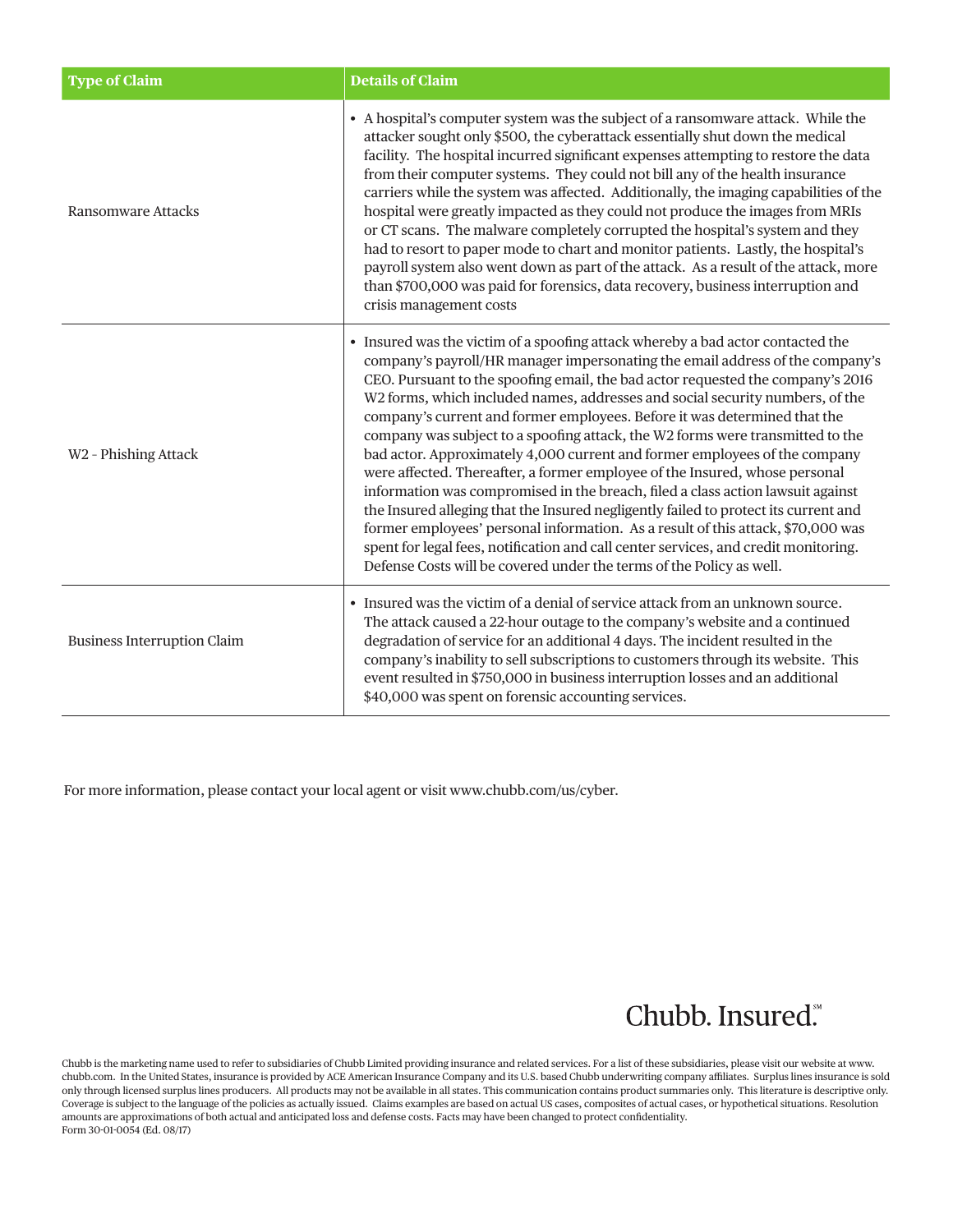| Type of Claim | Details of Claim |
|---|---|
| Ransomware Attacks | • A hospital's computer system was the subject of a ransomware attack. While the attacker sought only $500, the cyberattack essentially shut down the medical facility. The hospital incurred significant expenses attempting to restore the data from their computer systems. They could not bill any of the health insurance carriers while the system was affected. Additionally, the imaging capabilities of the hospital were greatly impacted as they could not produce the images from MRIs or CT scans. The malware completely corrupted the hospital's system and they had to resort to paper mode to chart and monitor patients. Lastly, the hospital's payroll system also went down as part of the attack. As a result of the attack, more than $700,000 was paid for forensics, data recovery, business interruption and crisis management costs |
| W2 - Phishing Attack | • Insured was the victim of a spoofing attack whereby a bad actor contacted the company's payroll/HR manager impersonating the email address of the company's CEO. Pursuant to the spoofing email, the bad actor requested the company's 2016 W2 forms, which included names, addresses and social security numbers, of the company's current and former employees. Before it was determined that the company was subject to a spoofing attack, the W2 forms were transmitted to the bad actor. Approximately 4,000 current and former employees of the company were affected. Thereafter, a former employee of the Insured, whose personal information was compromised in the breach, filed a class action lawsuit against the Insured alleging that the Insured negligently failed to protect its current and former employees' personal information. As a result of this attack, $70,000 was spent for legal fees, notification and call center services, and credit monitoring. Defense Costs will be covered under the terms of the Policy as well. |
| Business Interruption Claim | • Insured was the victim of a denial of service attack from an unknown source. The attack caused a 22-hour outage to the company's website and a continued degradation of service for an additional 4 days. The incident resulted in the company's inability to sell subscriptions to customers through its website. This event resulted in $750,000 in business interruption losses and an additional $40,000 was spent on forensic accounting services. |

For more information, please contact your local agent or visit www.chubb.com/us/cyber.

Chubb. Insured.℠

Chubb is the marketing name used to refer to subsidiaries of Chubb Limited providing insurance and related services. For a list of these subsidiaries, please visit our website at www.chubb.com. In the United States, insurance is provided by ACE American Insurance Company and its U.S. based Chubb underwriting company affiliates. Surplus lines insurance is sold only through licensed surplus lines producers. All products may not be available in all states. This communication contains product summaries only. This literature is descriptive only. Coverage is subject to the language of the policies as actually issued. Claims examples are based on actual US cases, composites of actual cases, or hypothetical situations. Resolution amounts are approximations of both actual and anticipated loss and defense costs. Facts may have been changed to protect confidentiality.
Form 30-01-0054 (Ed. 08/17)